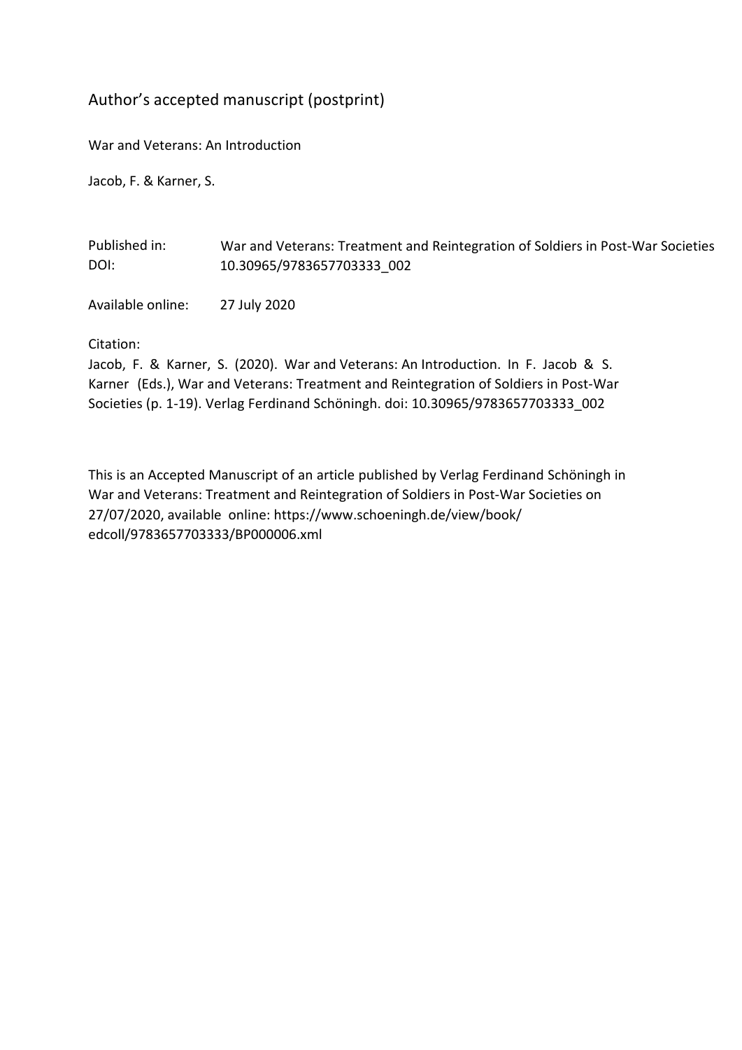Author's accepted manuscript (postprint)

War and Veterans: An Introduction

Jacob, F. & Karner, S.

Published in: War and Veterans: Treatment and Reintegration of Soldiers in Post-War Societies
DOI: 10.30965/9783657703333_002

Available online: 27 July 2020

Citation:
Jacob, F. & Karner, S. (2020). War and Veterans: An Introduction. In F. Jacob & S. Karner (Eds.), War and Veterans: Treatment and Reintegration of Soldiers in Post-War Societies (p. 1-19). Verlag Ferdinand Schöningh. doi: 10.30965/9783657703333_002

This is an Accepted Manuscript of an article published by Verlag Ferdinand Schöningh in War and Veterans: Treatment and Reintegration of Soldiers in Post-War Societies on 27/07/2020, available online: https://www.schoeningh.de/view/book/edcoll/9783657703333/BP000006.xml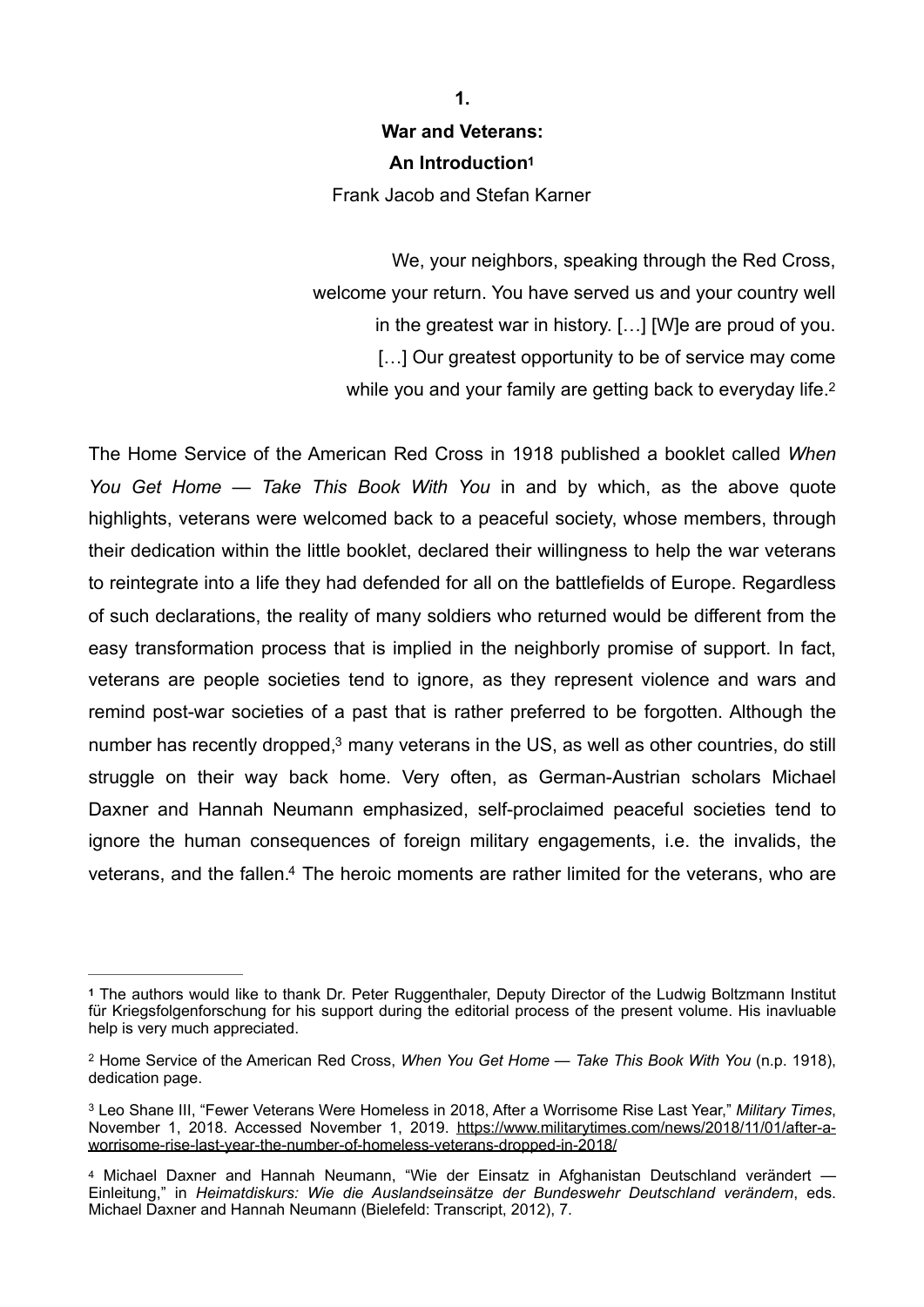# 1.

# War and Veterans: An Introduction[1]

Frank Jacob and Stefan Karner

> We, your neighbors, speaking through the Red Cross,
> welcome your return. You have served us and your country well
> in the greatest war in history. […] [W]e are proud of you.
> […] Our greatest opportunity to be of service may come
> while you and your family are getting back to everyday life.[2]

The Home Service of the American Red Cross in 1918 published a booklet called *When You Get Home — Take This Book With You* in and by which, as the above quote highlights, veterans were welcomed back to a peaceful society, whose members, through their dedication within the little booklet, declared their willingness to help the war veterans to reintegrate into a life they had defended for all on the battlefields of Europe. Regardless of such declarations, the reality of many soldiers who returned would be different from the easy transformation process that is implied in the neighborly promise of support. In fact, veterans are people societies tend to ignore, as they represent violence and wars and remind post-war societies of a past that is rather preferred to be forgotten. Although the number has recently dropped,[3] many veterans in the US, as well as other countries, do still struggle on their way back home. Very often, as German-Austrian scholars Michael Daxner and Hannah Neumann emphasized, self-proclaimed peaceful societies tend to ignore the human consequences of foreign military engagements, i.e. the invalids, the veterans, and the fallen.[4] The heroic moments are rather limited for the veterans, who are

---

[1] The authors would like to thank Dr. Peter Ruggenthaler, Deputy Director of the Ludwig Boltzmann Institut für Kriegsfolgenforschung for his support during the editorial process of the present volume. His inavluable help is very much appreciated.

[2] Home Service of the American Red Cross, *When You Get Home — Take This Book With You* (n.p. 1918), dedication page.

[3] Leo Shane III, "Fewer Veterans Were Homeless in 2018, After a Worrisome Rise Last Year," *Military Times*, November 1, 2018. Accessed November 1, 2019. https://www.militarytimes.com/news/2018/11/01/after-a-worrisome-rise-last-year-the-number-of-homeless-veterans-dropped-in-2018/

[4] Michael Daxner and Hannah Neumann, "Wie der Einsatz in Afghanistan Deutschland verändert — Einleitung," in *Heimatdiskurs: Wie die Auslandseinsätze der Bundeswehr Deutschland verändern*, eds. Michael Daxner and Hannah Neumann (Bielefeld: Transcript, 2012), 7.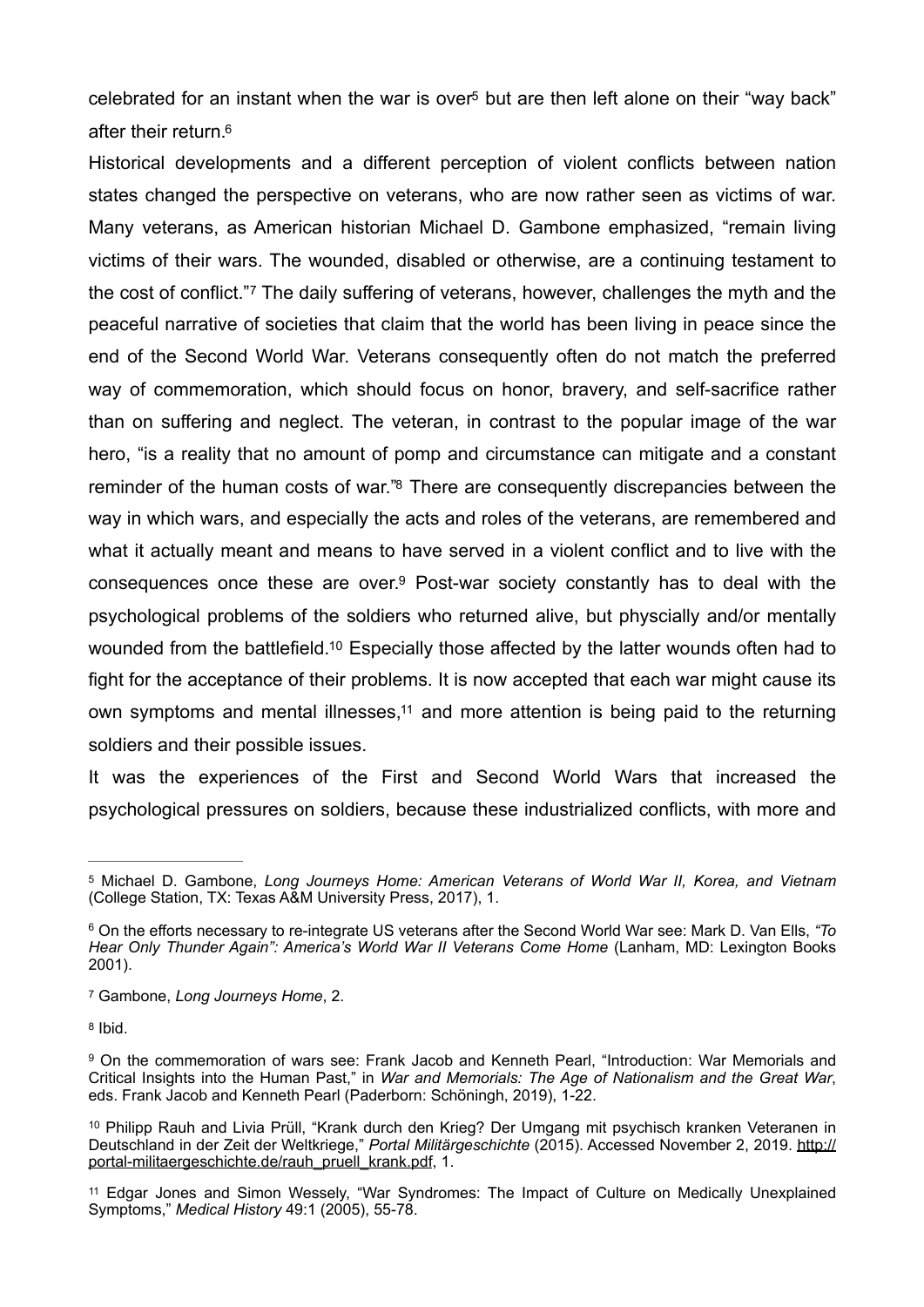celebrated for an instant when the war is over[5] but are then left alone on their "way back" after their return.[6]

Historical developments and a different perception of violent conflicts between nation states changed the perspective on veterans, who are now rather seen as victims of war. Many veterans, as American historian Michael D. Gambone emphasized, "remain living victims of their wars. The wounded, disabled or otherwise, are a continuing testament to the cost of conflict."[7] The daily suffering of veterans, however, challenges the myth and the peaceful narrative of societies that claim that the world has been living in peace since the end of the Second World War. Veterans consequently often do not match the preferred way of commemoration, which should focus on honor, bravery, and self-sacrifice rather than on suffering and neglect. The veteran, in contrast to the popular image of the war hero, "is a reality that no amount of pomp and circumstance can mitigate and a constant reminder of the human costs of war."[8] There are consequently discrepancies between the way in which wars, and especially the acts and roles of the veterans, are remembered and what it actually meant and means to have served in a violent conflict and to live with the consequences once these are over.[9] Post-war society constantly has to deal with the psychological problems of the soldiers who returned alive, but physcially and/or mentally wounded from the battlefield.[10] Especially those affected by the latter wounds often had to fight for the acceptance of their problems. It is now accepted that each war might cause its own symptoms and mental illnesses,[11] and more attention is being paid to the returning soldiers and their possible issues.

It was the experiences of the First and Second World Wars that increased the psychological pressures on soldiers, because these industrialized conflicts, with more and

---

[5] Michael D. Gambone, *Long Journeys Home: American Veterans of World War II, Korea, and Vietnam* (College Station, TX: Texas A&M University Press, 2017), 1.

[6] On the efforts necessary to re-integrate US veterans after the Second World War see: Mark D. Van Ells, *"To Hear Only Thunder Again": America's World War II Veterans Come Home* (Lanham, MD: Lexington Books 2001).

[7] Gambone, *Long Journeys Home*, 2.

[8] Ibid.

[9] On the commemoration of wars see: Frank Jacob and Kenneth Pearl, "Introduction: War Memorials and Critical Insights into the Human Past," in *War and Memorials: The Age of Nationalism and the Great War*, eds. Frank Jacob and Kenneth Pearl (Paderborn: Schöningh, 2019), 1-22.

[10] Philipp Rauh and Livia Prüll, "Krank durch den Krieg? Der Umgang mit psychisch kranken Veteranen in Deutschland in der Zeit der Weltkriege," *Portal Militärgeschichte* (2015). Accessed November 2, 2019. http://portal-militaergeschichte.de/rauh_pruell_krank.pdf, 1.

[11] Edgar Jones and Simon Wessely, "War Syndromes: The Impact of Culture on Medically Unexplained Symptoms," *Medical History* 49:1 (2005), 55-78.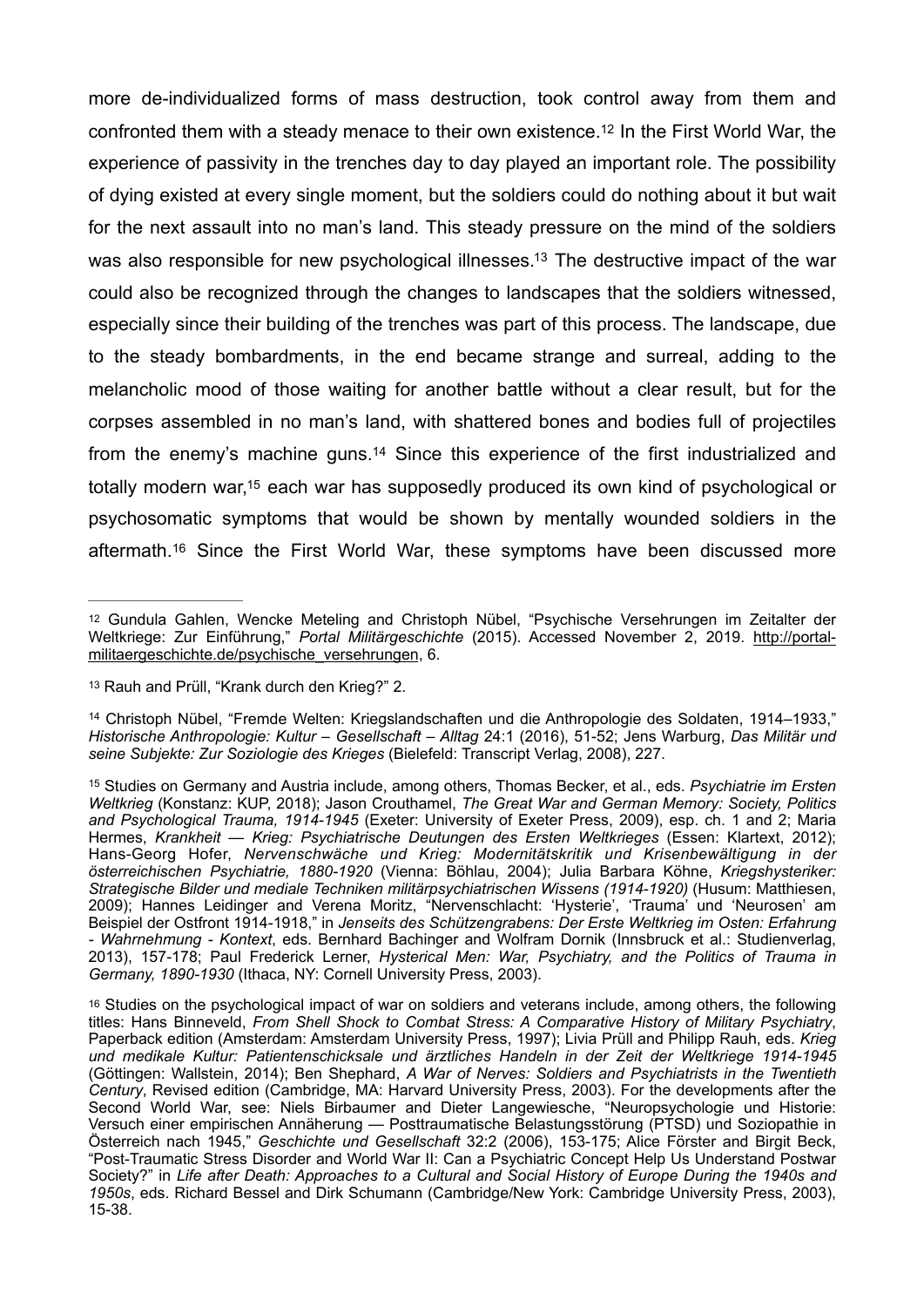more de-individualized forms of mass destruction, took control away from them and confronted them with a steady menace to their own existence.[12] In the First World War, the experience of passivity in the trenches day to day played an important role. The possibility of dying existed at every single moment, but the soldiers could do nothing about it but wait for the next assault into no man's land. This steady pressure on the mind of the soldiers was also responsible for new psychological illnesses.[13] The destructive impact of the war could also be recognized through the changes to landscapes that the soldiers witnessed, especially since their building of the trenches was part of this process. The landscape, due to the steady bombardments, in the end became strange and surreal, adding to the melancholic mood of those waiting for another battle without a clear result, but for the corpses assembled in no man's land, with shattered bones and bodies full of projectiles from the enemy's machine guns.[14] Since this experience of the first industrialized and totally modern war,[15] each war has supposedly produced its own kind of psychological or psychosomatic symptoms that would be shown by mentally wounded soldiers in the aftermath.[16] Since the First World War, these symptoms have been discussed more

---

[12] Gundula Gahlen, Wencke Meteling and Christoph Nübel, "Psychische Versehrungen im Zeitalter der Weltkriege: Zur Einführung," *Portal Militärgeschichte* (2015). Accessed November 2, 2019. http://portal-militaergeschichte.de/psychische_versehrungen, 6.

[13] Rauh and Prüll, "Krank durch den Krieg?" 2.

[14] Christoph Nübel, "Fremde Welten: Kriegslandschaften und die Anthropologie des Soldaten, 1914–1933," *Historische Anthropologie: Kultur – Gesellschaft – Alltag* 24:1 (2016), 51-52; Jens Warburg, *Das Militär und seine Subjekte: Zur Soziologie des Krieges* (Bielefeld: Transcript Verlag, 2008), 227.

[15] Studies on Germany and Austria include, among others, Thomas Becker, et al., eds. *Psychiatrie im Ersten Weltkrieg* (Konstanz: KUP, 2018); Jason Crouthamel, *The Great War and German Memory: Society, Politics and Psychological Trauma, 1914-1945* (Exeter: University of Exeter Press, 2009), esp. ch. 1 and 2; Maria Hermes, *Krankheit — Krieg: Psychiatrische Deutungen des Ersten Weltkrieges* (Essen: Klartext, 2012); Hans-Georg Hofer, *Nervenschwäche und Krieg: Modernitätskritik und Krisenbewältigung in der österreichischen Psychiatrie, 1880-1920* (Vienna: Böhlau, 2004); Julia Barbara Köhne, *Kriegshysteriker: Strategische Bilder und mediale Techniken militärpsychiatrischen Wissens (1914-1920)* (Husum: Matthiesen, 2009); Hannes Leidinger and Verena Moritz, "Nervenschlacht: 'Hysterie', 'Trauma' und 'Neurosen' am Beispiel der Ostfront 1914-1918," in *Jenseits des Schützengrabens: Der Erste Weltkrieg im Osten: Erfahrung - Wahrnehmung - Kontext*, eds. Bernhard Bachinger and Wolfram Dornik (Innsbruck et al.: Studienverlag, 2013), 157-178; Paul Frederick Lerner, *Hysterical Men: War, Psychiatry, and the Politics of Trauma in Germany, 1890-1930* (Ithaca, NY: Cornell University Press, 2003).

[16] Studies on the psychological impact of war on soldiers and veterans include, among others, the following titles: Hans Binneveld, *From Shell Shock to Combat Stress: A Comparative History of Military Psychiatry*, Paperback edition (Amsterdam: Amsterdam University Press, 1997); Livia Prüll and Philipp Rauh, eds. *Krieg und medikale Kultur: Patientenschicksale und ärztliches Handeln in der Zeit der Weltkriege 1914-1945* (Göttingen: Wallstein, 2014); Ben Shephard, *A War of Nerves: Soldiers and Psychiatrists in the Twentieth Century*, Revised edition (Cambridge, MA: Harvard University Press, 2003). For the developments after the Second World War, see: Niels Birbaumer and Dieter Langewiesche, "Neuropsychologie und Historie: Versuch einer empirischen Annäherung — Posttraumatische Belastungsstörung (PTSD) und Soziopathie in Österreich nach 1945," *Geschichte und Gesellschaft* 32:2 (2006), 153-175; Alice Förster and Birgit Beck, "Post-Traumatic Stress Disorder and World War II: Can a Psychiatric Concept Help Us Understand Postwar Society?" in *Life after Death: Approaches to a Cultural and Social History of Europe During the 1940s and 1950s*, eds. Richard Bessel and Dirk Schumann (Cambridge/New York: Cambridge University Press, 2003), 15-38.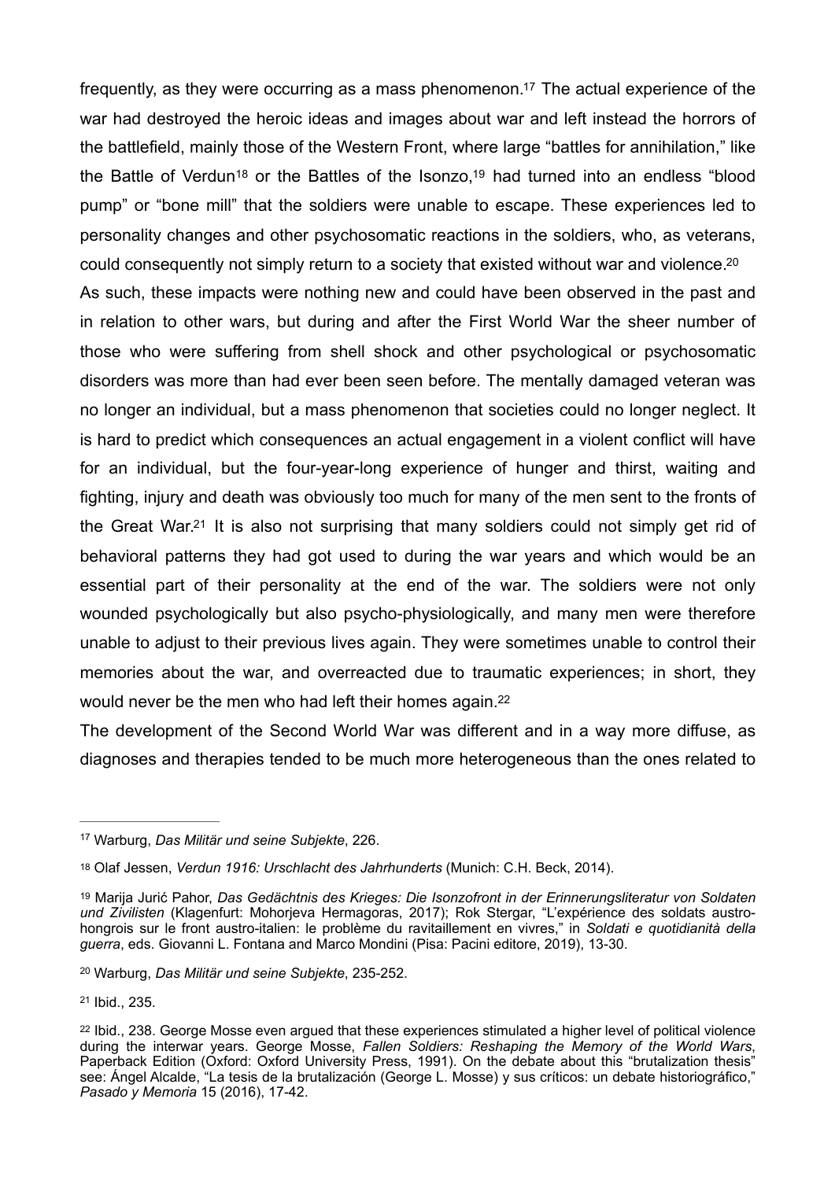frequently, as they were occurring as a mass phenomenon.[17] The actual experience of the war had destroyed the heroic ideas and images about war and left instead the horrors of the battlefield, mainly those of the Western Front, where large "battles for annihilation," like the Battle of Verdun[18] or the Battles of the Isonzo,[19] had turned into an endless "blood pump" or "bone mill" that the soldiers were unable to escape. These experiences led to personality changes and other psychosomatic reactions in the soldiers, who, as veterans, could consequently not simply return to a society that existed without war and violence.[20]

As such, these impacts were nothing new and could have been observed in the past and in relation to other wars, but during and after the First World War the sheer number of those who were suffering from shell shock and other psychological or psychosomatic disorders was more than had ever been seen before. The mentally damaged veteran was no longer an individual, but a mass phenomenon that societies could no longer neglect. It is hard to predict which consequences an actual engagement in a violent conflict will have for an individual, but the four-year-long experience of hunger and thirst, waiting and fighting, injury and death was obviously too much for many of the men sent to the fronts of the Great War.[21] It is also not surprising that many soldiers could not simply get rid of behavioral patterns they had got used to during the war years and which would be an essential part of their personality at the end of the war. The soldiers were not only wounded psychologically but also psycho-physiologically, and many men were therefore unable to adjust to their previous lives again. They were sometimes unable to control their memories about the war, and overreacted due to traumatic experiences; in short, they would never be the men who had left their homes again.[22]

The development of the Second World War was different and in a way more diffuse, as diagnoses and therapies tended to be much more heterogeneous than the ones related to

---

[17] Warburg, *Das Militär und seine Subjekte*, 226.

[18] Olaf Jessen, *Verdun 1916: Urschlacht des Jahrhunderts* (Munich: C.H. Beck, 2014).

[19] Marija Jurić Pahor, *Das Gedächtnis des Krieges: Die Isonzofront in der Erinnerungsliteratur von Soldaten und Zivilisten* (Klagenfurt: Mohorjeva Hermagoras, 2017); Rok Stergar, "L'expérience des soldats austro-hongrois sur le front austro-italien: le problème du ravitaillement en vivres," in *Soldati e quotidianità della guerra*, eds. Giovanni L. Fontana and Marco Mondini (Pisa: Pacini editore, 2019), 13-30.

[20] Warburg, *Das Militär und seine Subjekte*, 235-252.

[21] Ibid., 235.

[22] Ibid., 238. George Mosse even argued that these experiences stimulated a higher level of political violence during the interwar years. George Mosse, *Fallen Soldiers: Reshaping the Memory of the World Wars*, Paperback Edition (Oxford: Oxford University Press, 1991). On the debate about this "brutalization thesis" see: Ángel Alcalde, "La tesis de la brutalización (George L. Mosse) y sus críticos: un debate historiográfico," *Pasado y Memoria* 15 (2016), 17-42.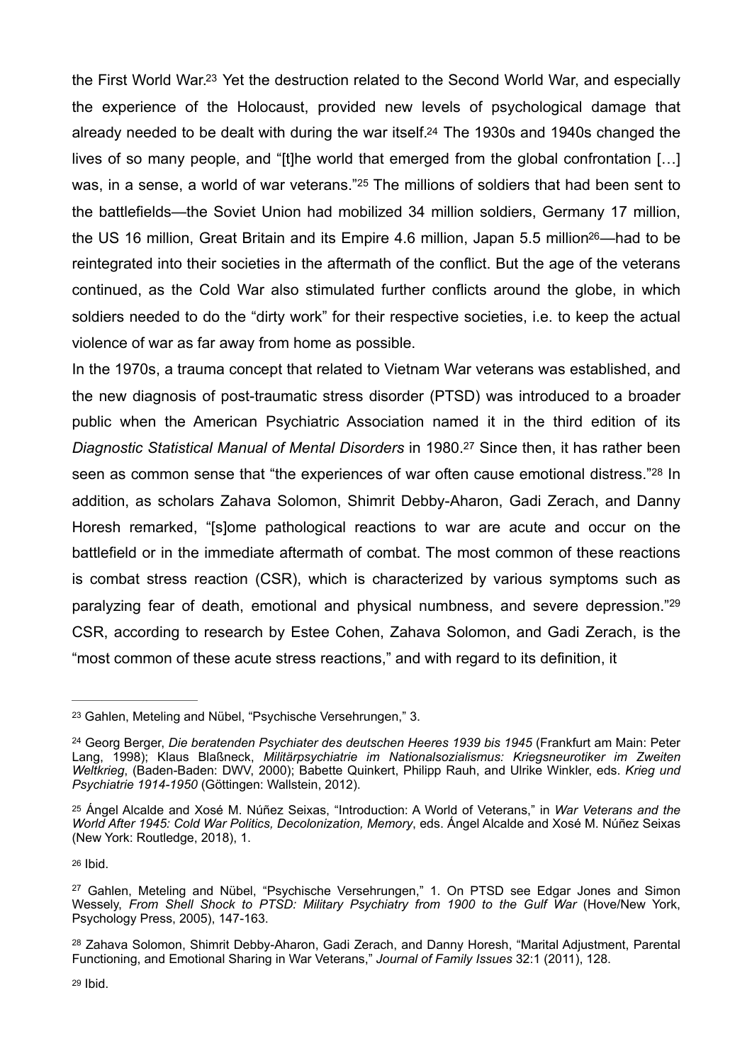the First World War.[23] Yet the destruction related to the Second World War, and especially the experience of the Holocaust, provided new levels of psychological damage that already needed to be dealt with during the war itself.[24] The 1930s and 1940s changed the lives of so many people, and "[t]he world that emerged from the global confrontation […] was, in a sense, a world of war veterans."[25] The millions of soldiers that had been sent to the battlefields—the Soviet Union had mobilized 34 million soldiers, Germany 17 million, the US 16 million, Great Britain and its Empire 4.6 million, Japan 5.5 million[26]—had to be reintegrated into their societies in the aftermath of the conflict. But the age of the veterans continued, as the Cold War also stimulated further conflicts around the globe, in which soldiers needed to do the "dirty work" for their respective societies, i.e. to keep the actual violence of war as far away from home as possible.

In the 1970s, a trauma concept that related to Vietnam War veterans was established, and the new diagnosis of post-traumatic stress disorder (PTSD) was introduced to a broader public when the American Psychiatric Association named it in the third edition of its *Diagnostic Statistical Manual of Mental Disorders* in 1980.[27] Since then, it has rather been seen as common sense that "the experiences of war often cause emotional distress."[28] In addition, as scholars Zahava Solomon, Shimrit Debby-Aharon, Gadi Zerach, and Danny Horesh remarked, "[s]ome pathological reactions to war are acute and occur on the battlefield or in the immediate aftermath of combat. The most common of these reactions is combat stress reaction (CSR), which is characterized by various symptoms such as paralyzing fear of death, emotional and physical numbness, and severe depression."[29] CSR, according to research by Estee Cohen, Zahava Solomon, and Gadi Zerach, is the "most common of these acute stress reactions," and with regard to its definition, it

---

[23] Gahlen, Meteling and Nübel, "Psychische Versehrungen," 3.

[24] Georg Berger, *Die beratenden Psychiater des deutschen Heeres 1939 bis 1945* (Frankfurt am Main: Peter Lang, 1998); Klaus Blaßneck, *Militärpsychiatrie im Nationalsozialismus: Kriegsneurotiker im Zweiten Weltkrieg*, (Baden-Baden: DWV, 2000); Babette Quinkert, Philipp Rauh, and Ulrike Winkler, eds. *Krieg und Psychiatrie 1914-1950* (Göttingen: Wallstein, 2012).

[25] Ángel Alcalde and Xosé M. Núñez Seixas, "Introduction: A World of Veterans," in *War Veterans and the World After 1945: Cold War Politics, Decolonization, Memory*, eds. Ángel Alcalde and Xosé M. Núñez Seixas (New York: Routledge, 2018), 1.

[26] Ibid.

[27] Gahlen, Meteling and Nübel, "Psychische Versehrungen," 1. On PTSD see Edgar Jones and Simon Wessely, *From Shell Shock to PTSD: Military Psychiatry from 1900 to the Gulf War* (Hove/New York, Psychology Press, 2005), 147-163.

[28] Zahava Solomon, Shimrit Debby-Aharon, Gadi Zerach, and Danny Horesh, "Marital Adjustment, Parental Functioning, and Emotional Sharing in War Veterans," *Journal of Family Issues* 32:1 (2011), 128.

[29] Ibid.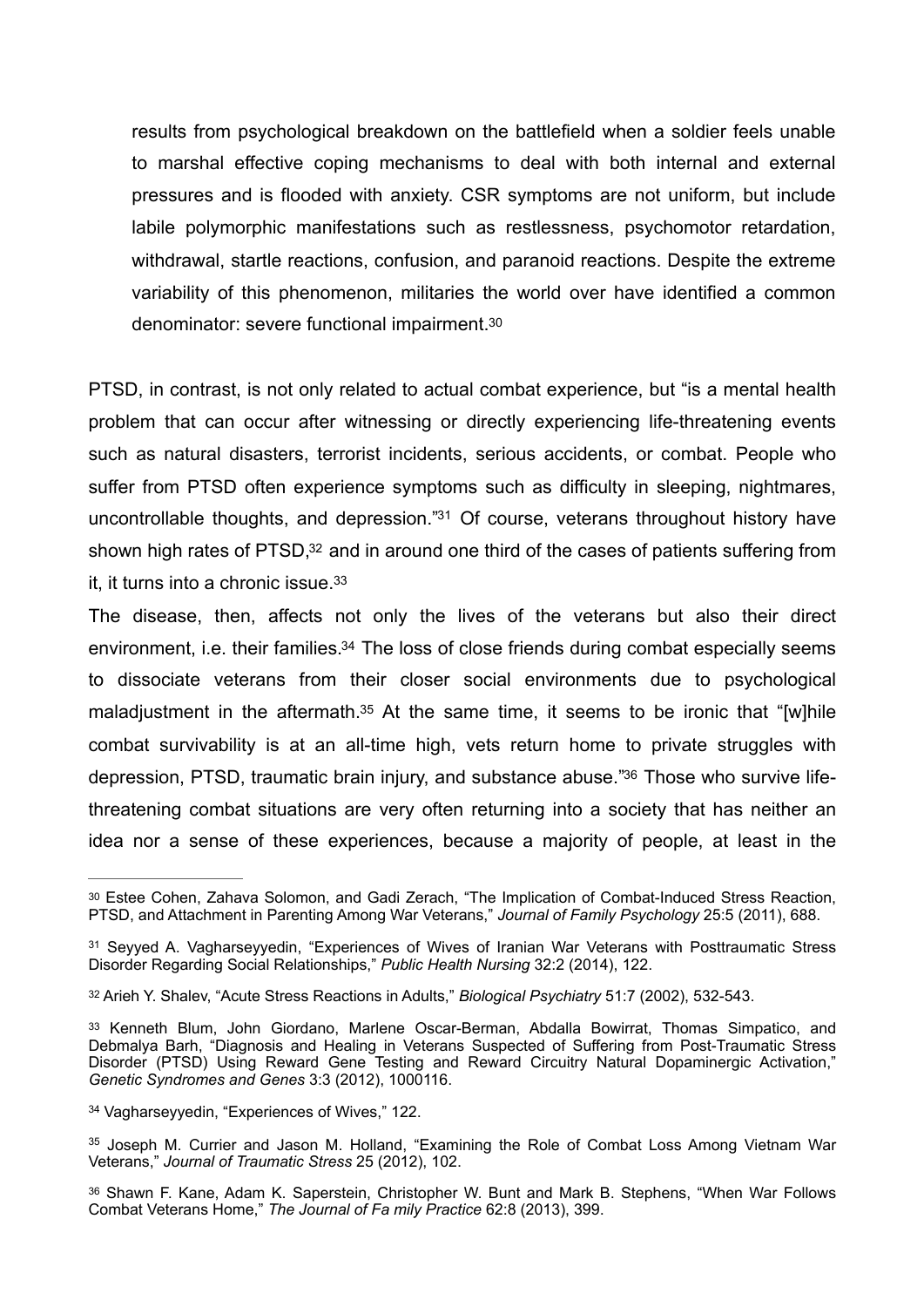> results from psychological breakdown on the battlefield when a soldier feels unable to marshal effective coping mechanisms to deal with both internal and external pressures and is flooded with anxiety. CSR symptoms are not uniform, but include labile polymorphic manifestations such as restlessness, psychomotor retardation, withdrawal, startle reactions, confusion, and paranoid reactions. Despite the extreme variability of this phenomenon, militaries the world over have identified a common denominator: severe functional impairment.[30]

PTSD, in contrast, is not only related to actual combat experience, but "is a mental health problem that can occur after witnessing or directly experiencing life-threatening events such as natural disasters, terrorist incidents, serious accidents, or combat. People who suffer from PTSD often experience symptoms such as difficulty in sleeping, nightmares, uncontrollable thoughts, and depression."[31] Of course, veterans throughout history have shown high rates of PTSD,[32] and in around one third of the cases of patients suffering from it, it turns into a chronic issue.[33]

The disease, then, affects not only the lives of the veterans but also their direct environment, i.e. their families.[34] The loss of close friends during combat especially seems to dissociate veterans from their closer social environments due to psychological maladjustment in the aftermath.[35] At the same time, it seems to be ironic that "[w]hile combat survivability is at an all-time high, vets return home to private struggles with depression, PTSD, traumatic brain injury, and substance abuse."[36] Those who survive life-threatening combat situations are very often returning into a society that has neither an idea nor a sense of these experiences, because a majority of people, at least in the

---

[30] Estee Cohen, Zahava Solomon, and Gadi Zerach, "The Implication of Combat-Induced Stress Reaction, PTSD, and Attachment in Parenting Among War Veterans," *Journal of Family Psychology* 25:5 (2011), 688.

[31] Seyyed A. Vagharseyyedin, "Experiences of Wives of Iranian War Veterans with Posttraumatic Stress Disorder Regarding Social Relationships," *Public Health Nursing* 32:2 (2014), 122.

[32] Arieh Y. Shalev, "Acute Stress Reactions in Adults," *Biological Psychiatry* 51:7 (2002), 532-543.

[33] Kenneth Blum, John Giordano, Marlene Oscar-Berman, Abdalla Bowirrat, Thomas Simpatico, and Debmalya Barh, "Diagnosis and Healing in Veterans Suspected of Suffering from Post-Traumatic Stress Disorder (PTSD) Using Reward Gene Testing and Reward Circuitry Natural Dopaminergic Activation," *Genetic Syndromes and Genes* 3:3 (2012), 1000116.

[34] Vagharseyyedin, "Experiences of Wives," 122.

[35] Joseph M. Currier and Jason M. Holland, "Examining the Role of Combat Loss Among Vietnam War Veterans," *Journal of Traumatic Stress* 25 (2012), 102.

[36] Shawn F. Kane, Adam K. Saperstein, Christopher W. Bunt and Mark B. Stephens, "When War Follows Combat Veterans Home," *The Journal of Fa mily Practice* 62:8 (2013), 399.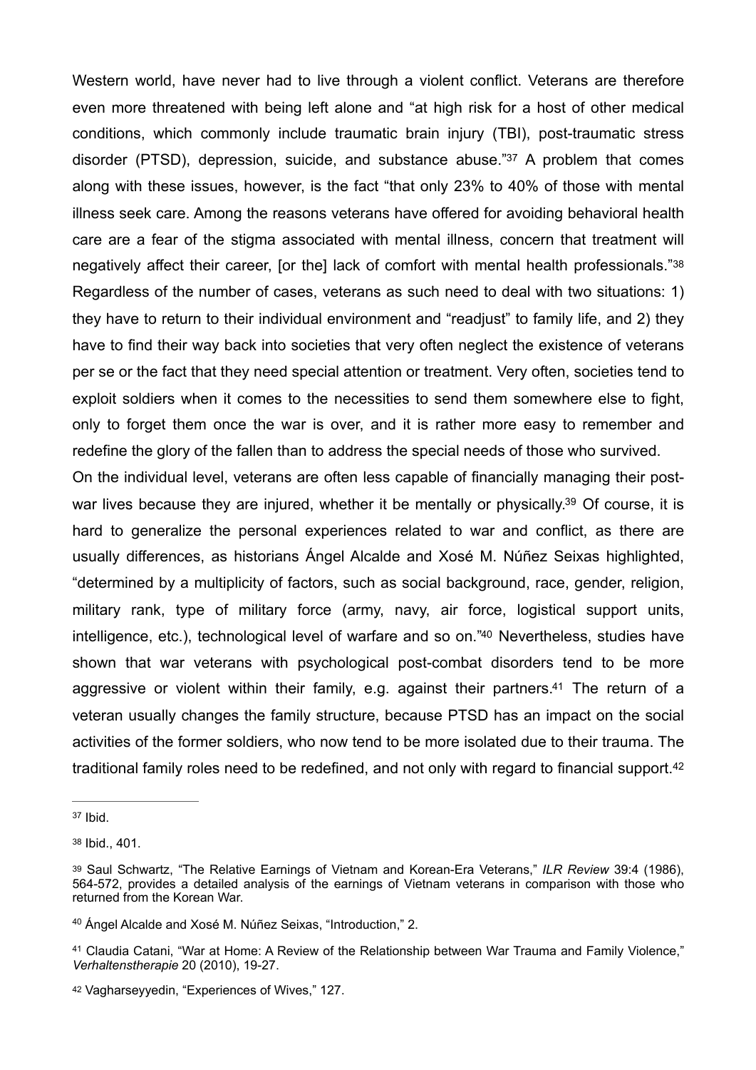Western world, have never had to live through a violent conflict. Veterans are therefore even more threatened with being left alone and "at high risk for a host of other medical conditions, which commonly include traumatic brain injury (TBI), post-traumatic stress disorder (PTSD), depression, suicide, and substance abuse."[37] A problem that comes along with these issues, however, is the fact "that only 23% to 40% of those with mental illness seek care. Among the reasons veterans have offered for avoiding behavioral health care are a fear of the stigma associated with mental illness, concern that treatment will negatively affect their career, [or the] lack of comfort with mental health professionals."[38] Regardless of the number of cases, veterans as such need to deal with two situations: 1) they have to return to their individual environment and "readjust" to family life, and 2) they have to find their way back into societies that very often neglect the existence of veterans per se or the fact that they need special attention or treatment. Very often, societies tend to exploit soldiers when it comes to the necessities to send them somewhere else to fight, only to forget them once the war is over, and it is rather more easy to remember and redefine the glory of the fallen than to address the special needs of those who survived.

On the individual level, veterans are often less capable of financially managing their post-war lives because they are injured, whether it be mentally or physically.[39] Of course, it is hard to generalize the personal experiences related to war and conflict, as there are usually differences, as historians Ángel Alcalde and Xosé M. Núñez Seixas highlighted, "determined by a multiplicity of factors, such as social background, race, gender, religion, military rank, type of military force (army, navy, air force, logistical support units, intelligence, etc.), technological level of warfare and so on."[40] Nevertheless, studies have shown that war veterans with psychological post-combat disorders tend to be more aggressive or violent within their family, e.g. against their partners.[41] The return of a veteran usually changes the family structure, because PTSD has an impact on the social activities of the former soldiers, who now tend to be more isolated due to their trauma. The traditional family roles need to be redefined, and not only with regard to financial support.[42]

---

[37] Ibid.

[38] Ibid., 401.

[39] Saul Schwartz, "The Relative Earnings of Vietnam and Korean-Era Veterans," *ILR Review* 39:4 (1986), 564-572, provides a detailed analysis of the earnings of Vietnam veterans in comparison with those who returned from the Korean War.

[40] Ángel Alcalde and Xosé M. Núñez Seixas, "Introduction," 2.

[41] Claudia Catani, "War at Home: A Review of the Relationship between War Trauma and Family Violence," *Verhaltenstherapie* 20 (2010), 19-27.

[42] Vagharseyyedin, "Experiences of Wives," 127.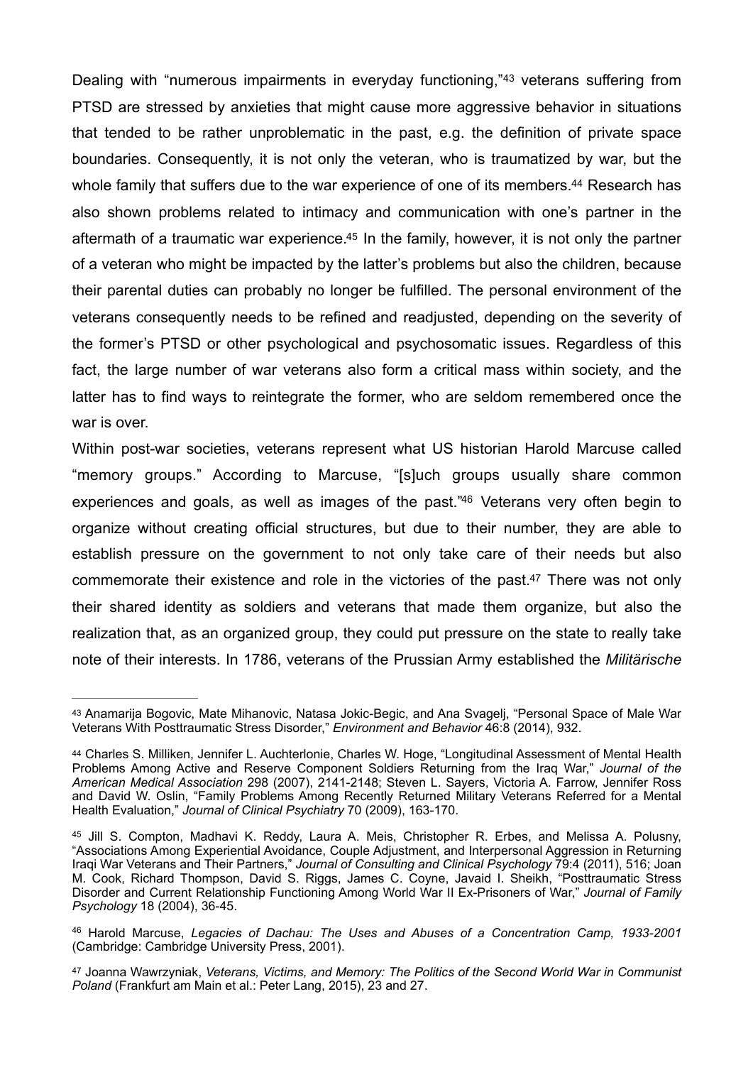Dealing with "numerous impairments in everyday functioning,"[43] veterans suffering from PTSD are stressed by anxieties that might cause more aggressive behavior in situations that tended to be rather unproblematic in the past, e.g. the definition of private space boundaries. Consequently, it is not only the veteran, who is traumatized by war, but the whole family that suffers due to the war experience of one of its members.[44] Research has also shown problems related to intimacy and communication with one's partner in the aftermath of a traumatic war experience.[45] In the family, however, it is not only the partner of a veteran who might be impacted by the latter's problems but also the children, because their parental duties can probably no longer be fulfilled. The personal environment of the veterans consequently needs to be refined and readjusted, depending on the severity of the former's PTSD or other psychological and psychosomatic issues. Regardless of this fact, the large number of war veterans also form a critical mass within society, and the latter has to find ways to reintegrate the former, who are seldom remembered once the war is over.

Within post-war societies, veterans represent what US historian Harold Marcuse called "memory groups." According to Marcuse, "[s]uch groups usually share common experiences and goals, as well as images of the past."[46] Veterans very often begin to organize without creating official structures, but due to their number, they are able to establish pressure on the government to not only take care of their needs but also commemorate their existence and role in the victories of the past.[47] There was not only their shared identity as soldiers and veterans that made them organize, but also the realization that, as an organized group, they could put pressure on the state to really take note of their interests. In 1786, veterans of the Prussian Army established the *Militärische*

---

[43] Anamarija Bogovic, Mate Mihanovic, Natasa Jokic-Begic, and Ana Svagelj, "Personal Space of Male War Veterans With Posttraumatic Stress Disorder," *Environment and Behavior* 46:8 (2014), 932.

[44] Charles S. Milliken, Jennifer L. Auchterlonie, Charles W. Hoge, "Longitudinal Assessment of Mental Health Problems Among Active and Reserve Component Soldiers Returning from the Iraq War," *Journal of the American Medical Association* 298 (2007), 2141-2148; Steven L. Sayers, Victoria A. Farrow, Jennifer Ross and David W. Oslin, "Family Problems Among Recently Returned Military Veterans Referred for a Mental Health Evaluation," *Journal of Clinical Psychiatry* 70 (2009), 163-170.

[45] Jill S. Compton, Madhavi K. Reddy, Laura A. Meis, Christopher R. Erbes, and Melissa A. Polusny, "Associations Among Experiential Avoidance, Couple Adjustment, and Interpersonal Aggression in Returning Iraqi War Veterans and Their Partners," *Journal of Consulting and Clinical Psychology* 79:4 (2011), 516; Joan M. Cook, Richard Thompson, David S. Riggs, James C. Coyne, Javaid I. Sheikh, "Posttraumatic Stress Disorder and Current Relationship Functioning Among World War II Ex-Prisoners of War," *Journal of Family Psychology* 18 (2004), 36-45.

[46] Harold Marcuse, *Legacies of Dachau: The Uses and Abuses of a Concentration Camp, 1933-2001* (Cambridge: Cambridge University Press, 2001).

[47] Joanna Wawrzyniak, *Veterans, Victims, and Memory: The Politics of the Second World War in Communist Poland* (Frankfurt am Main et al.: Peter Lang, 2015), 23 and 27.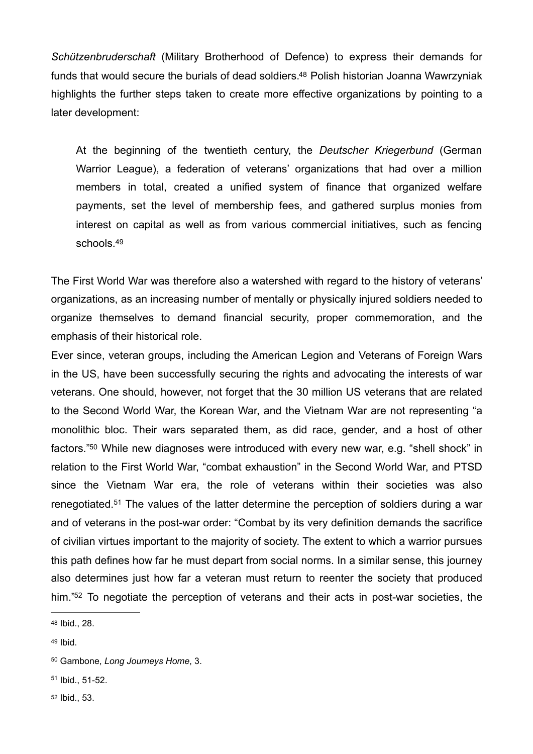*Schützenbruderschaft* (Military Brotherhood of Defence) to express their demands for funds that would secure the burials of dead soldiers.[48] Polish historian Joanna Wawrzyniak highlights the further steps taken to create more effective organizations by pointing to a later development:

> At the beginning of the twentieth century, the *Deutscher Kriegerbund* (German Warrior League), a federation of veterans' organizations that had over a million members in total, created a unified system of finance that organized welfare payments, set the level of membership fees, and gathered surplus monies from interest on capital as well as from various commercial initiatives, such as fencing schools.[49]

The First World War was therefore also a watershed with regard to the history of veterans' organizations, as an increasing number of mentally or physically injured soldiers needed to organize themselves to demand financial security, proper commemoration, and the emphasis of their historical role.

Ever since, veteran groups, including the American Legion and Veterans of Foreign Wars in the US, have been successfully securing the rights and advocating the interests of war veterans. One should, however, not forget that the 30 million US veterans that are related to the Second World War, the Korean War, and the Vietnam War are not representing "a monolithic bloc. Their wars separated them, as did race, gender, and a host of other factors."[50] While new diagnoses were introduced with every new war, e.g. "shell shock" in relation to the First World War, "combat exhaustion" in the Second World War, and PTSD since the Vietnam War era, the role of veterans within their societies was also renegotiated.[51] The values of the latter determine the perception of soldiers during a war and of veterans in the post-war order: "Combat by its very definition demands the sacrifice of civilian virtues important to the majority of society. The extent to which a warrior pursues this path defines how far he must depart from social norms. In a similar sense, this journey also determines just how far a veteran must return to reenter the society that produced him."[52] To negotiate the perception of veterans and their acts in post-war societies, the

---

[48] Ibid., 28.

[49] Ibid.

[50] Gambone, *Long Journeys Home*, 3.

[51] Ibid., 51-52.

[52] Ibid., 53.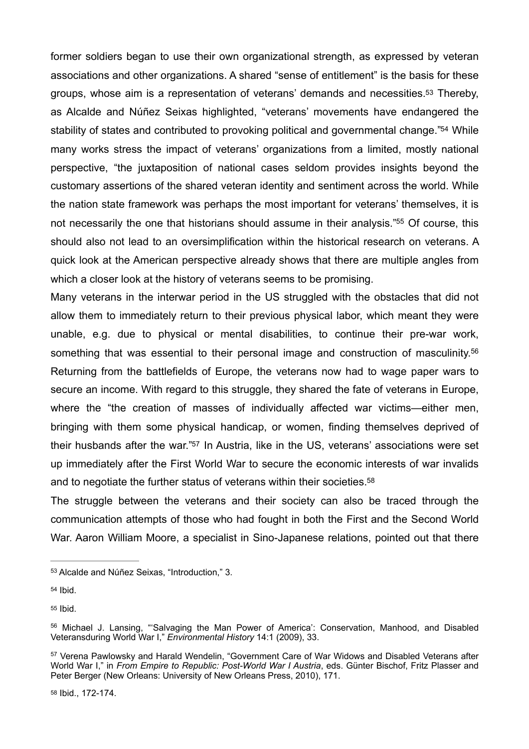former soldiers began to use their own organizational strength, as expressed by veteran associations and other organizations. A shared "sense of entitlement" is the basis for these groups, whose aim is a representation of veterans' demands and necessities.[53] Thereby, as Alcalde and Núñez Seixas highlighted, "veterans' movements have endangered the stability of states and contributed to provoking political and governmental change."[54] While many works stress the impact of veterans' organizations from a limited, mostly national perspective, "the juxtaposition of national cases seldom provides insights beyond the customary assertions of the shared veteran identity and sentiment across the world. While the nation state framework was perhaps the most important for veterans' themselves, it is not necessarily the one that historians should assume in their analysis."[55] Of course, this should also not lead to an oversimplification within the historical research on veterans. A quick look at the American perspective already shows that there are multiple angles from which a closer look at the history of veterans seems to be promising.

Many veterans in the interwar period in the US struggled with the obstacles that did not allow them to immediately return to their previous physical labor, which meant they were unable, e.g. due to physical or mental disabilities, to continue their pre-war work, something that was essential to their personal image and construction of masculinity.[56] Returning from the battlefields of Europe, the veterans now had to wage paper wars to secure an income. With regard to this struggle, they shared the fate of veterans in Europe, where the "the creation of masses of individually affected war victims—either men, bringing with them some physical handicap, or women, finding themselves deprived of their husbands after the war."[57] In Austria, like in the US, veterans' associations were set up immediately after the First World War to secure the economic interests of war invalids and to negotiate the further status of veterans within their societies.[58]

The struggle between the veterans and their society can also be traced through the communication attempts of those who had fought in both the First and the Second World War. Aaron William Moore, a specialist in Sino-Japanese relations, pointed out that there

---

[53] Alcalde and Núñez Seixas, "Introduction," 3.

[54] Ibid.

[55] Ibid.

[56] Michael J. Lansing, "'Salvaging the Man Power of America': Conservation, Manhood, and Disabled Veteransduring World War I," *Environmental History* 14:1 (2009), 33.

[57] Verena Pawlowsky and Harald Wendelin, "Government Care of War Widows and Disabled Veterans after World War I," in *From Empire to Republic: Post-World War I Austria*, eds. Günter Bischof, Fritz Plasser and Peter Berger (New Orleans: University of New Orleans Press, 2010), 171.

[58] Ibid., 172-174.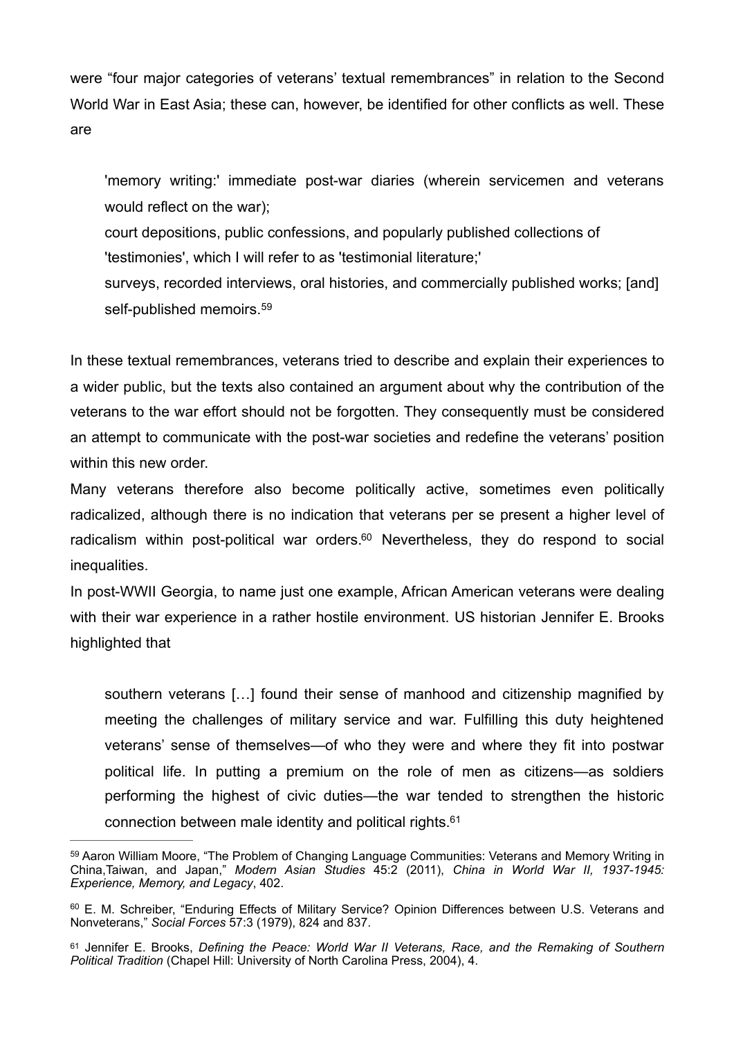were “four major categories of veterans’ textual remembrances” in relation to the Second World War in East Asia; these can, however, be identified for other conflicts as well. These are

> 'memory writing:' immediate post-war diaries (wherein servicemen and veterans would reflect on the war);
> court depositions, public confessions, and popularly published collections of 'testimonies', which I will refer to as 'testimonial literature;'
> surveys, recorded interviews, oral histories, and commercially published works; [and] self-published memoirs.[59]

In these textual remembrances, veterans tried to describe and explain their experiences to a wider public, but the texts also contained an argument about why the contribution of the veterans to the war effort should not be forgotten. They consequently must be considered an attempt to communicate with the post-war societies and redefine the veterans’ position within this new order.

Many veterans therefore also become politically active, sometimes even politically radicalized, although there is no indication that veterans per se present a higher level of radicalism within post-political war orders.[60] Nevertheless, they do respond to social inequalities.

In post-WWII Georgia, to name just one example, African American veterans were dealing with their war experience in a rather hostile environment. US historian Jennifer E. Brooks highlighted that

> southern veterans […] found their sense of manhood and citizenship magnified by meeting the challenges of military service and war. Fulfilling this duty heightened veterans’ sense of themselves—of who they were and where they fit into postwar political life. In putting a premium on the role of men as citizens—as soldiers performing the highest of civic duties—the war tended to strengthen the historic connection between male identity and political rights.[61]

---

[59] Aaron William Moore, “The Problem of Changing Language Communities: Veterans and Memory Writing in China,Taiwan, and Japan,” *Modern Asian Studies* 45:2 (2011), *China in World War II, 1937-1945: Experience, Memory, and Legacy*, 402.

[60] E. M. Schreiber, “Enduring Effects of Military Service? Opinion Differences between U.S. Veterans and Nonveterans,” *Social Forces* 57:3 (1979), 824 and 837.

[61] Jennifer E. Brooks, *Defining the Peace: World War II Veterans, Race, and the Remaking of Southern Political Tradition* (Chapel Hill: University of North Carolina Press, 2004), 4.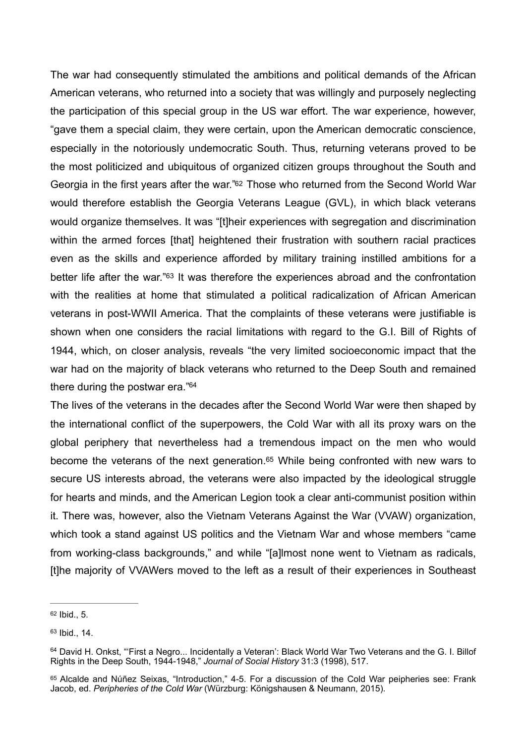The war had consequently stimulated the ambitions and political demands of the African American veterans, who returned into a society that was willingly and purposely neglecting the participation of this special group in the US war effort. The war experience, however, "gave them a special claim, they were certain, upon the American democratic conscience, especially in the notoriously undemocratic South. Thus, returning veterans proved to be the most politicized and ubiquitous of organized citizen groups throughout the South and Georgia in the first years after the war."[62] Those who returned from the Second World War would therefore establish the Georgia Veterans League (GVL), in which black veterans would organize themselves. It was "[t]heir experiences with segregation and discrimination within the armed forces [that] heightened their frustration with southern racial practices even as the skills and experience afforded by military training instilled ambitions for a better life after the war."[63] It was therefore the experiences abroad and the confrontation with the realities at home that stimulated a political radicalization of African American veterans in post-WWII America. That the complaints of these veterans were justifiable is shown when one considers the racial limitations with regard to the G.I. Bill of Rights of 1944, which, on closer analysis, reveals "the very limited socioeconomic impact that the war had on the majority of black veterans who returned to the Deep South and remained there during the postwar era."[64]

The lives of the veterans in the decades after the Second World War were then shaped by the international conflict of the superpowers, the Cold War with all its proxy wars on the global periphery that nevertheless had a tremendous impact on the men who would become the veterans of the next generation.[65] While being confronted with new wars to secure US interests abroad, the veterans were also impacted by the ideological struggle for hearts and minds, and the American Legion took a clear anti-communist position within it. There was, however, also the Vietnam Veterans Against the War (VVAW) organization, which took a stand against US politics and the Vietnam War and whose members "came from working-class backgrounds," and while "[a]lmost none went to Vietnam as radicals, [t]he majority of VVAWers moved to the left as a result of their experiences in Southeast

---

[62] Ibid., 5.

[63] Ibid., 14.

[64] David H. Onkst, "'First a Negro... Incidentally a Veteran': Black World War Two Veterans and the G. I. Billof Rights in the Deep South, 1944-1948," *Journal of Social History* 31:3 (1998), 517.

[65] Alcalde and Núñez Seixas, "Introduction," 4-5. For a discussion of the Cold War peipheries see: Frank Jacob, ed. *Peripheries of the Cold War* (Würzburg: Königshausen & Neumann, 2015).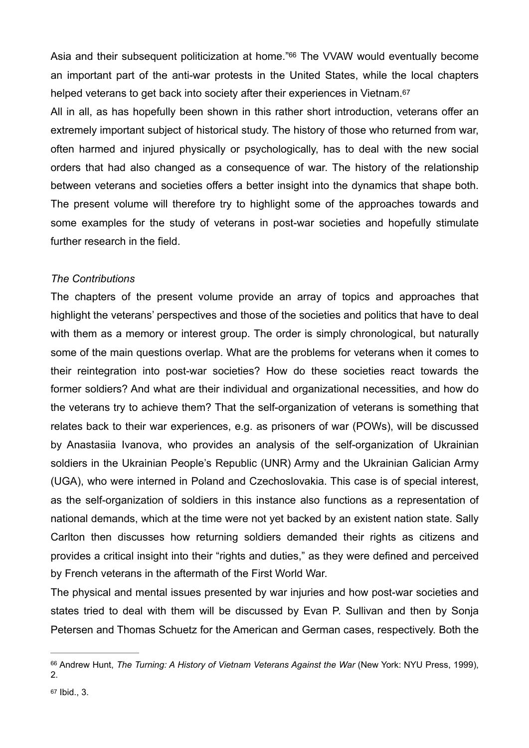Asia and their subsequent politicization at home."[66] The VVAW would eventually become an important part of the anti-war protests in the United States, while the local chapters helped veterans to get back into society after their experiences in Vietnam.[67]

All in all, as has hopefully been shown in this rather short introduction, veterans offer an extremely important subject of historical study. The history of those who returned from war, often harmed and injured physically or psychologically, has to deal with the new social orders that had also changed as a consequence of war. The history of the relationship between veterans and societies offers a better insight into the dynamics that shape both. The present volume will therefore try to highlight some of the approaches towards and some examples for the study of veterans in post-war societies and hopefully stimulate further research in the field.

*The Contributions*

The chapters of the present volume provide an array of topics and approaches that highlight the veterans' perspectives and those of the societies and politics that have to deal with them as a memory or interest group. The order is simply chronological, but naturally some of the main questions overlap. What are the problems for veterans when it comes to their reintegration into post-war societies? How do these societies react towards the former soldiers? And what are their individual and organizational necessities, and how do the veterans try to achieve them? That the self-organization of veterans is something that relates back to their war experiences, e.g. as prisoners of war (POWs), will be discussed by Anastasiia Ivanova, who provides an analysis of the self-organization of Ukrainian soldiers in the Ukrainian People's Republic (UNR) Army and the Ukrainian Galician Army (UGA), who were interned in Poland and Czechoslovakia. This case is of special interest, as the self-organization of soldiers in this instance also functions as a representation of national demands, which at the time were not yet backed by an existent nation state. Sally Carlton then discusses how returning soldiers demanded their rights as citizens and provides a critical insight into their "rights and duties," as they were defined and perceived by French veterans in the aftermath of the First World War.

The physical and mental issues presented by war injuries and how post-war societies and states tried to deal with them will be discussed by Evan P. Sullivan and then by Sonja Petersen and Thomas Schuetz for the American and German cases, respectively. Both the

---

[66] Andrew Hunt, *The Turning: A History of Vietnam Veterans Against the War* (New York: NYU Press, 1999), 2.

[67] Ibid., 3.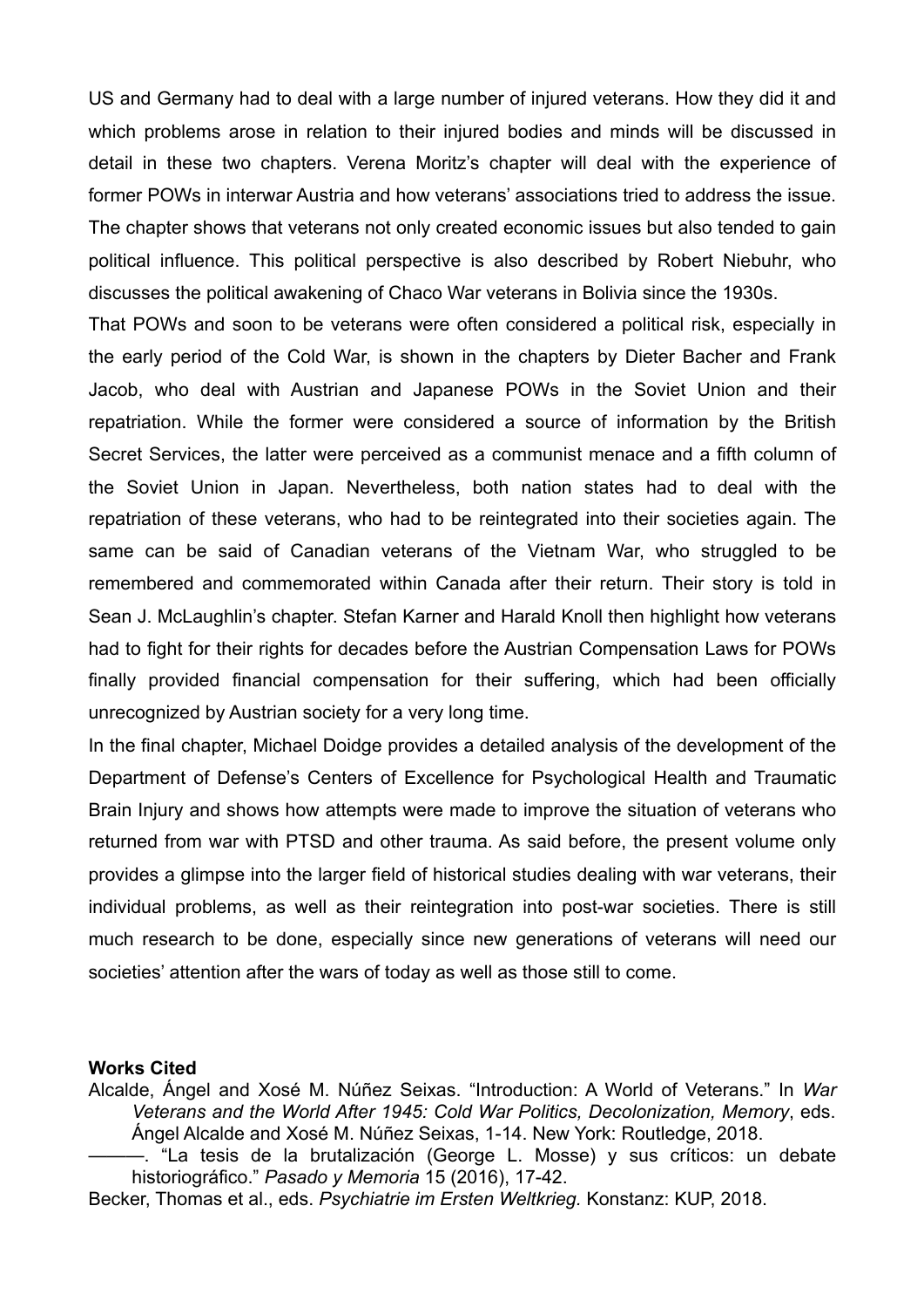US and Germany had to deal with a large number of injured veterans. How they did it and which problems arose in relation to their injured bodies and minds will be discussed in detail in these two chapters. Verena Moritz's chapter will deal with the experience of former POWs in interwar Austria and how veterans' associations tried to address the issue. The chapter shows that veterans not only created economic issues but also tended to gain political influence. This political perspective is also described by Robert Niebuhr, who discusses the political awakening of Chaco War veterans in Bolivia since the 1930s.

That POWs and soon to be veterans were often considered a political risk, especially in the early period of the Cold War, is shown in the chapters by Dieter Bacher and Frank Jacob, who deal with Austrian and Japanese POWs in the Soviet Union and their repatriation. While the former were considered a source of information by the British Secret Services, the latter were perceived as a communist menace and a fifth column of the Soviet Union in Japan. Nevertheless, both nation states had to deal with the repatriation of these veterans, who had to be reintegrated into their societies again. The same can be said of Canadian veterans of the Vietnam War, who struggled to be remembered and commemorated within Canada after their return. Their story is told in Sean J. McLaughlin's chapter. Stefan Karner and Harald Knoll then highlight how veterans had to fight for their rights for decades before the Austrian Compensation Laws for POWs finally provided financial compensation for their suffering, which had been officially unrecognized by Austrian society for a very long time.

In the final chapter, Michael Doidge provides a detailed analysis of the development of the Department of Defense's Centers of Excellence for Psychological Health and Traumatic Brain Injury and shows how attempts were made to improve the situation of veterans who returned from war with PTSD and other trauma. As said before, the present volume only provides a glimpse into the larger field of historical studies dealing with war veterans, their individual problems, as well as their reintegration into post-war societies. There is still much research to be done, especially since new generations of veterans will need our societies' attention after the wars of today as well as those still to come.

**Works Cited**

Alcalde, Ángel and Xosé M. Núñez Seixas. "Introduction: A World of Veterans." In *War Veterans and the World After 1945: Cold War Politics, Decolonization, Memory*, eds. Ángel Alcalde and Xosé M. Núñez Seixas, 1-14. New York: Routledge, 2018.

———. "La tesis de la brutalización (George L. Mosse) y sus críticos: un debate historiográfico." *Pasado y Memoria* 15 (2016), 17-42.

Becker, Thomas et al., eds. *Psychiatrie im Ersten Weltkrieg*. Konstanz: KUP, 2018.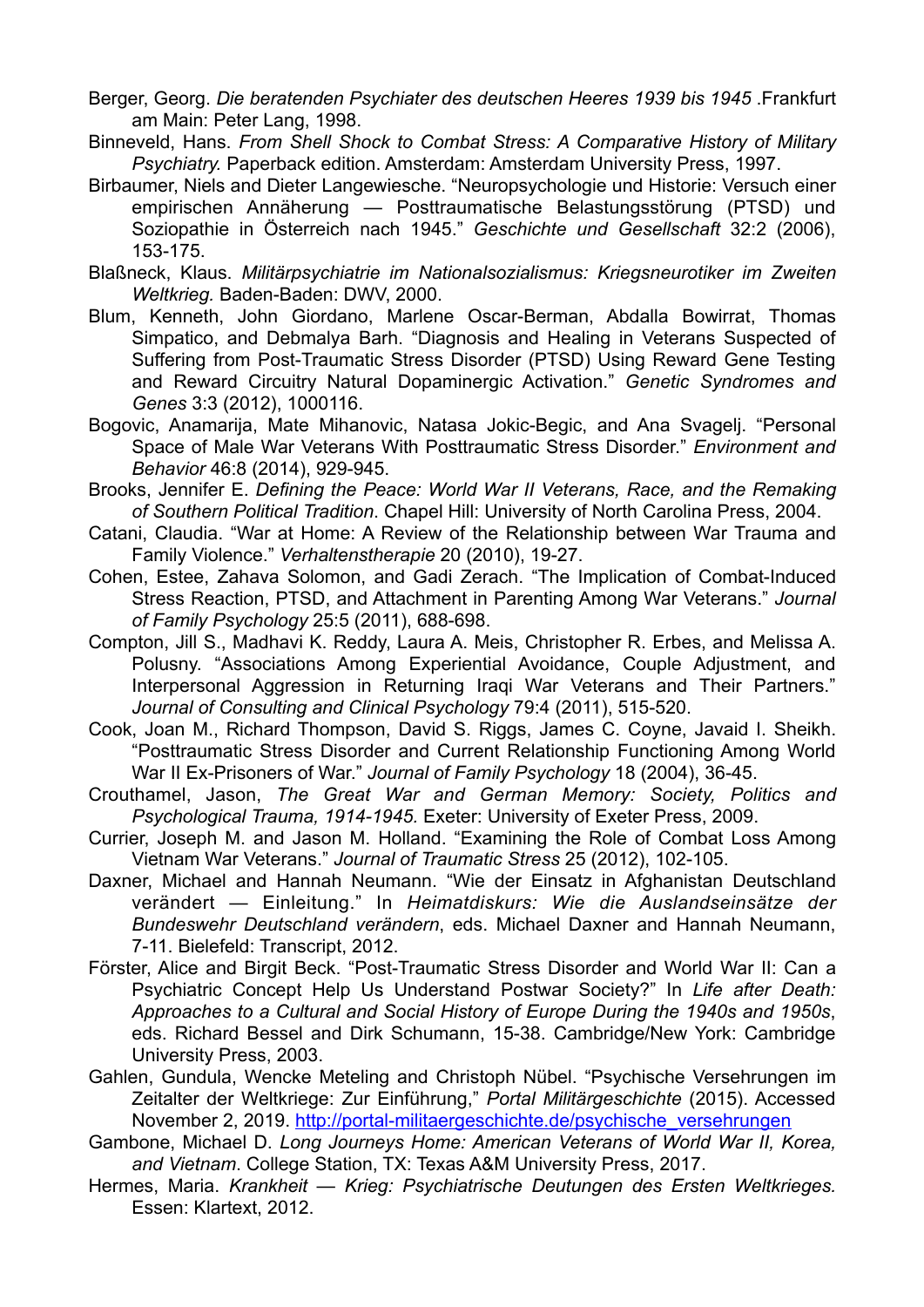Berger, Georg. *Die beratenden Psychiater des deutschen Heeres 1939 bis 1945* .Frankfurt am Main: Peter Lang, 1998.

Binneveld, Hans. *From Shell Shock to Combat Stress: A Comparative History of Military Psychiatry.* Paperback edition. Amsterdam: Amsterdam University Press, 1997.

Birbaumer, Niels and Dieter Langewiesche. "Neuropsychologie und Historie: Versuch einer empirischen Annäherung — Posttraumatische Belastungsstörung (PTSD) und Soziopathie in Österreich nach 1945." *Geschichte und Gesellschaft* 32:2 (2006), 153-175.

Blaßneck, Klaus. *Militärpsychiatrie im Nationalsozialismus: Kriegsneurotiker im Zweiten Weltkrieg.* Baden-Baden: DWV, 2000.

Blum, Kenneth, John Giordano, Marlene Oscar-Berman, Abdalla Bowirrat, Thomas Simpatico, and Debmalya Barh. "Diagnosis and Healing in Veterans Suspected of Suffering from Post-Traumatic Stress Disorder (PTSD) Using Reward Gene Testing and Reward Circuitry Natural Dopaminergic Activation." *Genetic Syndromes and Genes* 3:3 (2012), 1000116.

Bogovic, Anamarija, Mate Mihanovic, Natasa Jokic-Begic, and Ana Svagelj. "Personal Space of Male War Veterans With Posttraumatic Stress Disorder." *Environment and Behavior* 46:8 (2014), 929-945.

Brooks, Jennifer E. *Defining the Peace: World War II Veterans, Race, and the Remaking of Southern Political Tradition*. Chapel Hill: University of North Carolina Press, 2004.

Catani, Claudia. "War at Home: A Review of the Relationship between War Trauma and Family Violence." *Verhaltenstherapie* 20 (2010), 19-27.

Cohen, Estee, Zahava Solomon, and Gadi Zerach. "The Implication of Combat-Induced Stress Reaction, PTSD, and Attachment in Parenting Among War Veterans." *Journal of Family Psychology* 25:5 (2011), 688-698.

Compton, Jill S., Madhavi K. Reddy, Laura A. Meis, Christopher R. Erbes, and Melissa A. Polusny. "Associations Among Experiential Avoidance, Couple Adjustment, and Interpersonal Aggression in Returning Iraqi War Veterans and Their Partners." *Journal of Consulting and Clinical Psychology* 79:4 (2011), 515-520.

Cook, Joan M., Richard Thompson, David S. Riggs, James C. Coyne, Javaid I. Sheikh. "Posttraumatic Stress Disorder and Current Relationship Functioning Among World War II Ex-Prisoners of War." *Journal of Family Psychology* 18 (2004), 36-45.

Crouthamel, Jason, *The Great War and German Memory: Society, Politics and Psychological Trauma, 1914-1945.* Exeter: University of Exeter Press, 2009.

Currier, Joseph M. and Jason M. Holland. "Examining the Role of Combat Loss Among Vietnam War Veterans." *Journal of Traumatic Stress* 25 (2012), 102-105.

Daxner, Michael and Hannah Neumann. "Wie der Einsatz in Afghanistan Deutschland verändert — Einleitung." In *Heimatdiskurs: Wie die Auslandseinsätze der Bundeswehr Deutschland verändern*, eds. Michael Daxner and Hannah Neumann, 7-11. Bielefeld: Transcript, 2012.

Förster, Alice and Birgit Beck. "Post-Traumatic Stress Disorder and World War II: Can a Psychiatric Concept Help Us Understand Postwar Society?" In *Life after Death: Approaches to a Cultural and Social History of Europe During the 1940s and 1950s*, eds. Richard Bessel and Dirk Schumann, 15-38. Cambridge/New York: Cambridge University Press, 2003.

Gahlen, Gundula, Wencke Meteling and Christoph Nübel. "Psychische Versehrungen im Zeitalter der Weltkriege: Zur Einführung," *Portal Militärgeschichte* (2015). Accessed November 2, 2019. [http://portal-militaergeschichte.de/psychische_versehrungen](http://portal-militaergeschichte.de/psychische_versehrungen)

Gambone, Michael D. *Long Journeys Home: American Veterans of World War II, Korea, and Vietnam*. College Station, TX: Texas A&M University Press, 2017.

Hermes, Maria. *Krankheit — Krieg: Psychiatrische Deutungen des Ersten Weltkrieges.* Essen: Klartext, 2012.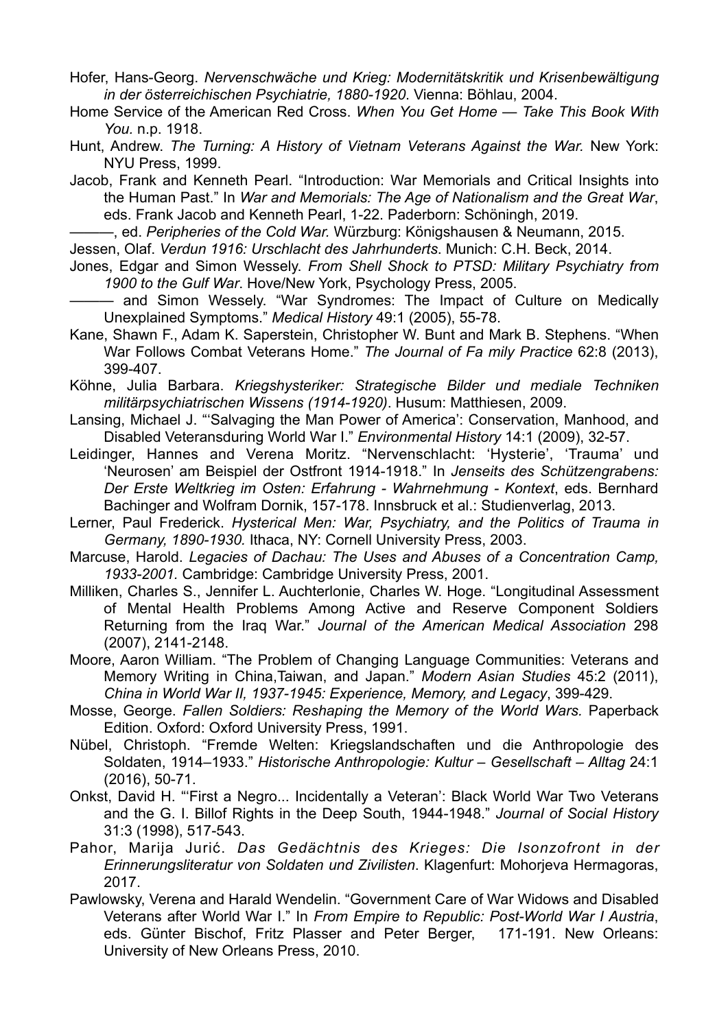Hofer, Hans-Georg. *Nervenschwäche und Krieg: Modernitätskritik und Krisenbewältigung in der österreichischen Psychiatrie, 1880-1920*. Vienna: Böhlau, 2004.

Home Service of the American Red Cross. *When You Get Home — Take This Book With You*. n.p. 1918.

Hunt, Andrew. *The Turning: A History of Vietnam Veterans Against the War.* New York: NYU Press, 1999.

Jacob, Frank and Kenneth Pearl. "Introduction: War Memorials and Critical Insights into the Human Past." In *War and Memorials: The Age of Nationalism and the Great War*, eds. Frank Jacob and Kenneth Pearl, 1-22. Paderborn: Schöningh, 2019.

———, ed. *Peripheries of the Cold War.* Würzburg: Königshausen & Neumann, 2015.

Jessen, Olaf. *Verdun 1916: Urschlacht des Jahrhunderts*. Munich: C.H. Beck, 2014.

Jones, Edgar and Simon Wessely. *From Shell Shock to PTSD: Military Psychiatry from 1900 to the Gulf War*. Hove/New York, Psychology Press, 2005.

——— and Simon Wessely. "War Syndromes: The Impact of Culture on Medically Unexplained Symptoms." *Medical History* 49:1 (2005), 55-78.

Kane, Shawn F., Adam K. Saperstein, Christopher W. Bunt and Mark B. Stephens. "When War Follows Combat Veterans Home." *The Journal of Fa mily Practice* 62:8 (2013), 399-407.

Köhne, Julia Barbara. *Kriegshysteriker: Strategische Bilder und mediale Techniken militärpsychiatrischen Wissens (1914-1920)*. Husum: Matthiesen, 2009.

Lansing, Michael J. "'Salvaging the Man Power of America': Conservation, Manhood, and Disabled Veteransduring World War I." *Environmental History* 14:1 (2009), 32-57.

Leidinger, Hannes and Verena Moritz. "Nervenschlacht: 'Hysterie', 'Trauma' und 'Neurosen' am Beispiel der Ostfront 1914-1918." In *Jenseits des Schützengrabens: Der Erste Weltkrieg im Osten: Erfahrung - Wahrnehmung - Kontext*, eds. Bernhard Bachinger and Wolfram Dornik, 157-178. Innsbruck et al.: Studienverlag, 2013.

Lerner, Paul Frederick. *Hysterical Men: War, Psychiatry, and the Politics of Trauma in Germany, 1890-1930.* Ithaca, NY: Cornell University Press, 2003.

Marcuse, Harold. *Legacies of Dachau: The Uses and Abuses of a Concentration Camp, 1933-2001.* Cambridge: Cambridge University Press, 2001.

Milliken, Charles S., Jennifer L. Auchterlonie, Charles W. Hoge. "Longitudinal Assessment of Mental Health Problems Among Active and Reserve Component Soldiers Returning from the Iraq War." *Journal of the American Medical Association* 298 (2007), 2141-2148.

Moore, Aaron William. "The Problem of Changing Language Communities: Veterans and Memory Writing in China,Taiwan, and Japan." *Modern Asian Studies* 45:2 (2011), *China in World War II, 1937-1945: Experience, Memory, and Legacy*, 399-429.

Mosse, George. *Fallen Soldiers: Reshaping the Memory of the World Wars.* Paperback Edition. Oxford: Oxford University Press, 1991.

Nübel, Christoph. "Fremde Welten: Kriegslandschaften und die Anthropologie des Soldaten, 1914–1933." *Historische Anthropologie: Kultur – Gesellschaft – Alltag* 24:1 (2016), 50-71.

Onkst, David H. "'First a Negro... Incidentally a Veteran': Black World War Two Veterans and the G. I. Billof Rights in the Deep South, 1944-1948." *Journal of Social History* 31:3 (1998), 517-543.

Pahor, Marija Jurić. *Das Gedächtnis des Krieges: Die Isonzofront in der Erinnerungsliteratur von Soldaten und Zivilisten*. Klagenfurt: Mohorjeva Hermagoras, 2017.

Pawlowsky, Verena and Harald Wendelin. "Government Care of War Widows and Disabled Veterans after World War I." In *From Empire to Republic: Post-World War I Austria*, eds. Günter Bischof, Fritz Plasser and Peter Berger, 171-191. New Orleans: University of New Orleans Press, 2010.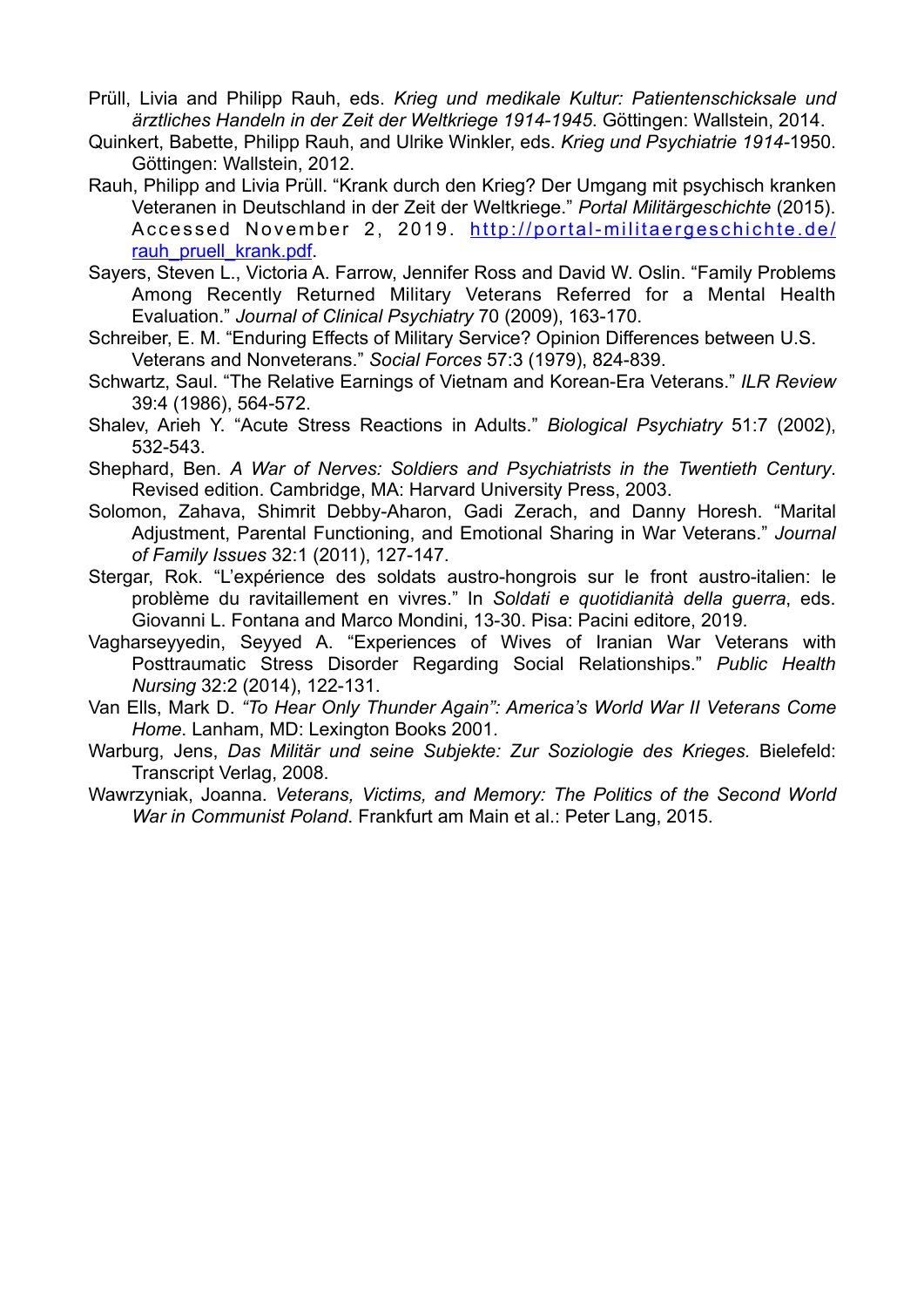Prüll, Livia and Philipp Rauh, eds. *Krieg und medikale Kultur: Patientenschicksale und ärztliches Handeln in der Zeit der Weltkriege 1914-1945*. Göttingen: Wallstein, 2014.

Quinkert, Babette, Philipp Rauh, and Ulrike Winkler, eds. *Krieg und Psychiatrie 1914*-1950. Göttingen: Wallstein, 2012.

Rauh, Philipp and Livia Prüll. "Krank durch den Krieg? Der Umgang mit psychisch kranken Veteranen in Deutschland in der Zeit der Weltkriege." *Portal Militärgeschichte* (2015). Accessed November 2, 2019. http://portal-militaergeschichte.de/rauh_pruell_krank.pdf.

Sayers, Steven L., Victoria A. Farrow, Jennifer Ross and David W. Oslin. "Family Problems Among Recently Returned Military Veterans Referred for a Mental Health Evaluation." *Journal of Clinical Psychiatry* 70 (2009), 163-170.

Schreiber, E. M. "Enduring Effects of Military Service? Opinion Differences between U.S. Veterans and Nonveterans." *Social Forces* 57:3 (1979), 824-839.

Schwartz, Saul. "The Relative Earnings of Vietnam and Korean-Era Veterans." *ILR Review* 39:4 (1986), 564-572.

Shalev, Arieh Y. "Acute Stress Reactions in Adults." *Biological Psychiatry* 51:7 (2002), 532-543.

Shephard, Ben. *A War of Nerves: Soldiers and Psychiatrists in the Twentieth Century*. Revised edition. Cambridge, MA: Harvard University Press, 2003.

Solomon, Zahava, Shimrit Debby-Aharon, Gadi Zerach, and Danny Horesh. "Marital Adjustment, Parental Functioning, and Emotional Sharing in War Veterans." *Journal of Family Issues* 32:1 (2011), 127-147.

Stergar, Rok. "L'expérience des soldats austro-hongrois sur le front austro-italien: le problème du ravitaillement en vivres." In *Soldati e quotidianità della guerra*, eds. Giovanni L. Fontana and Marco Mondini, 13-30. Pisa: Pacini editore, 2019.

Vagharseyyedin, Seyyed A. "Experiences of Wives of Iranian War Veterans with Posttraumatic Stress Disorder Regarding Social Relationships." *Public Health Nursing* 32:2 (2014), 122-131.

Van Ells, Mark D. *"To Hear Only Thunder Again": America's World War II Veterans Come Home*. Lanham, MD: Lexington Books 2001.

Warburg, Jens, *Das Militär und seine Subjekte: Zur Soziologie des Krieges.* Bielefeld: Transcript Verlag, 2008.

Wawrzyniak, Joanna. *Veterans, Victims, and Memory: The Politics of the Second World War in Communist Poland*. Frankfurt am Main et al.: Peter Lang, 2015.